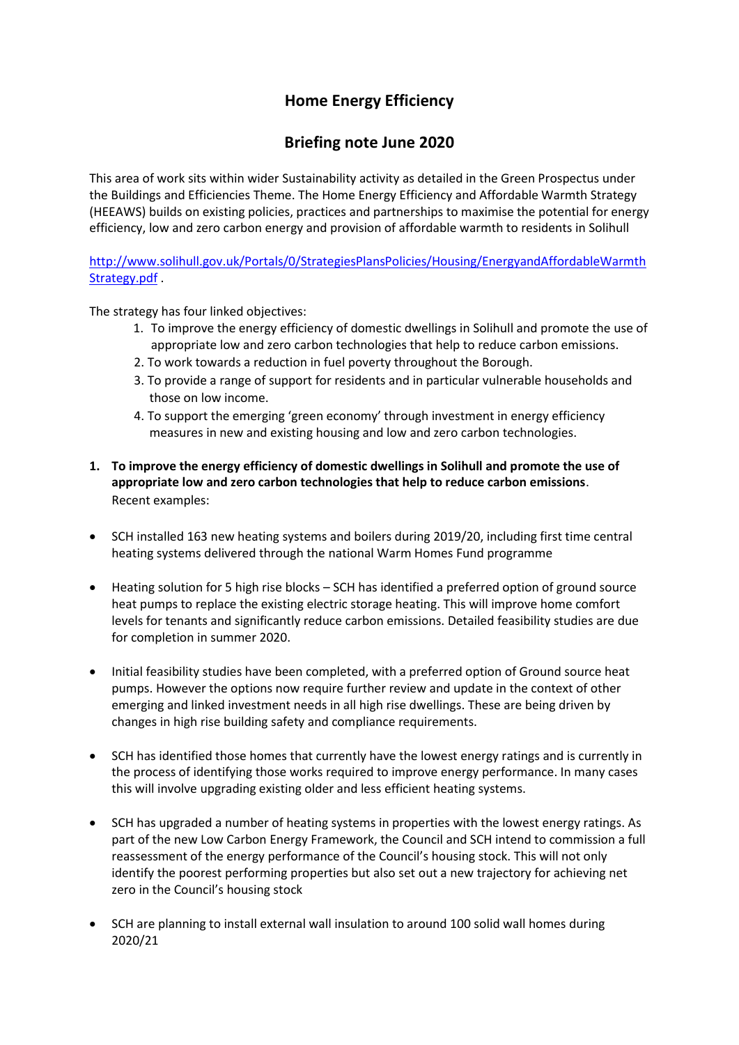# Home Energy Efficiency

## Briefing note June 2020

This area of work sits within wider Sustainability activity as detailed in the Green Prospectus under the Buildings and Efficiencies Theme. The Home Energy Efficiency and Affordable Warmth Strategy (HEEAWS) builds on existing policies, practices and partnerships to maximise the potential for energy efficiency, low and zero carbon energy and provision of affordable warmth to residents in Solihull

[http://www.solihull.gov.uk/Portals/0/StrategiesPlansPolicies/Housing/EnergyandAffordableWarmthStrategy.pdf](http://www.solihull.gov.uk/Portals/0/StrategiesPlansPolicies/Housing/EnergyandAffordableWarmthStrategy.pdf) .

The strategy has four linked objectives:

1. To improve the energy efficiency of domestic dwellings in Solihull and promote the use of appropriate low and zero carbon technologies that help to reduce carbon emissions.
2. To work towards a reduction in fuel poverty throughout the Borough.
3. To provide a range of support for residents and in particular vulnerable households and those on low income.
4. To support the emerging 'green economy' through investment in energy efficiency measures in new and existing housing and low and zero carbon technologies.

**1. To improve the energy efficiency of domestic dwellings in Solihull and promote the use of appropriate low and zero carbon technologies that help to reduce carbon emissions**.
Recent examples:

- SCH installed 163 new heating systems and boilers during 2019/20, including first time central heating systems delivered through the national Warm Homes Fund programme

- Heating solution for 5 high rise blocks – SCH has identified a preferred option of ground source heat pumps to replace the existing electric storage heating. This will improve home comfort levels for tenants and significantly reduce carbon emissions. Detailed feasibility studies are due for completion in summer 2020.

- Initial feasibility studies have been completed, with a preferred option of Ground source heat pumps. However the options now require further review and update in the context of other emerging and linked investment needs in all high rise dwellings. These are being driven by changes in high rise building safety and compliance requirements.

- SCH has identified those homes that currently have the lowest energy ratings and is currently in the process of identifying those works required to improve energy performance. In many cases this will involve upgrading existing older and less efficient heating systems.

- SCH has upgraded a number of heating systems in properties with the lowest energy ratings. As part of the new Low Carbon Energy Framework, the Council and SCH intend to commission a full reassessment of the energy performance of the Council's housing stock. This will not only identify the poorest performing properties but also set out a new trajectory for achieving net zero in the Council's housing stock

- SCH are planning to install external wall insulation to around 100 solid wall homes during 2020/21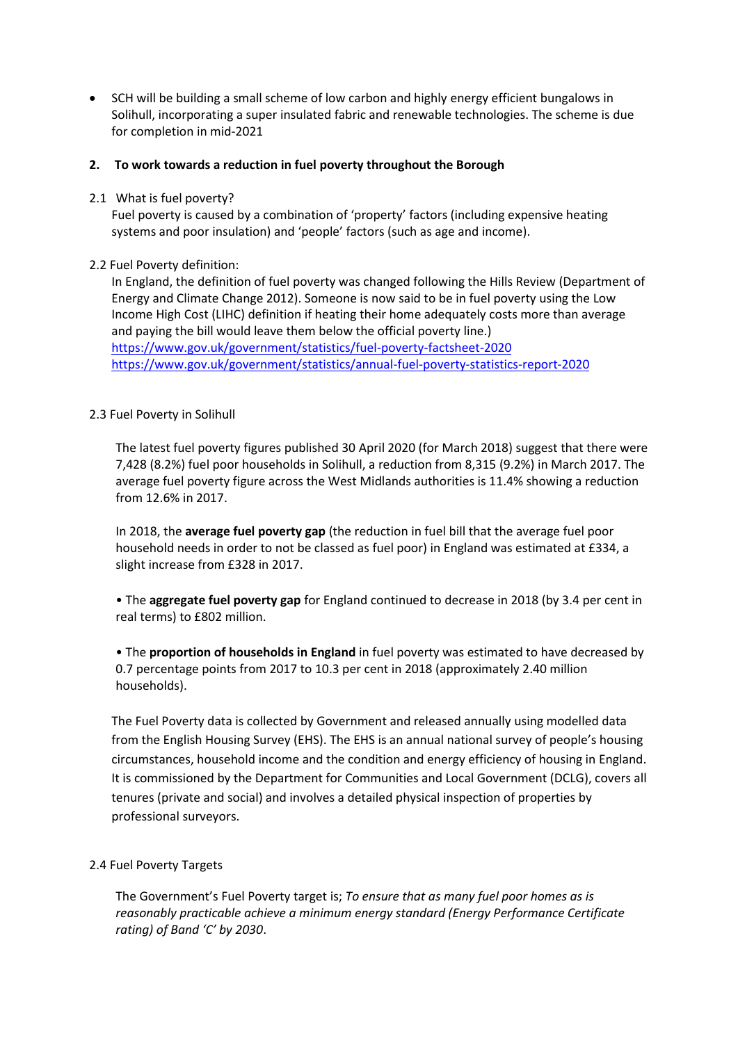- SCH will be building a small scheme of low carbon and highly energy efficient bungalows in Solihull, incorporating a super insulated fabric and renewable technologies. The scheme is due for completion in mid-2021

## 2. To work towards a reduction in fuel poverty throughout the Borough

2.1 What is fuel poverty?

Fuel poverty is caused by a combination of 'property' factors (including expensive heating systems and poor insulation) and 'people' factors (such as age and income).

2.2 Fuel Poverty definition:

In England, the definition of fuel poverty was changed following the Hills Review (Department of Energy and Climate Change 2012). Someone is now said to be in fuel poverty using the Low Income High Cost (LIHC) definition if heating their home adequately costs more than average and paying the bill would leave them below the official poverty line.)
https://www.gov.uk/government/statistics/fuel-poverty-factsheet-2020
https://www.gov.uk/government/statistics/annual-fuel-poverty-statistics-report-2020

2.3 Fuel Poverty in Solihull

The latest fuel poverty figures published 30 April 2020 (for March 2018) suggest that there were 7,428 (8.2%) fuel poor households in Solihull, a reduction from 8,315 (9.2%) in March 2017. The average fuel poverty figure across the West Midlands authorities is 11.4% showing a reduction from 12.6% in 2017.

In 2018, the **average fuel poverty gap** (the reduction in fuel bill that the average fuel poor household needs in order to not be classed as fuel poor) in England was estimated at £334, a slight increase from £328 in 2017.

• The **aggregate fuel poverty gap** for England continued to decrease in 2018 (by 3.4 per cent in real terms) to £802 million.

• The **proportion of households in England** in fuel poverty was estimated to have decreased by 0.7 percentage points from 2017 to 10.3 per cent in 2018 (approximately 2.40 million households).

The Fuel Poverty data is collected by Government and released annually using modelled data from the English Housing Survey (EHS). The EHS is an annual national survey of people's housing circumstances, household income and the condition and energy efficiency of housing in England. It is commissioned by the Department for Communities and Local Government (DCLG), covers all tenures (private and social) and involves a detailed physical inspection of properties by professional surveyors.

2.4 Fuel Poverty Targets

The Government's Fuel Poverty target is; *To ensure that as many fuel poor homes as is reasonably practicable achieve a minimum energy standard (Energy Performance Certificate rating) of Band 'C' by 2030*.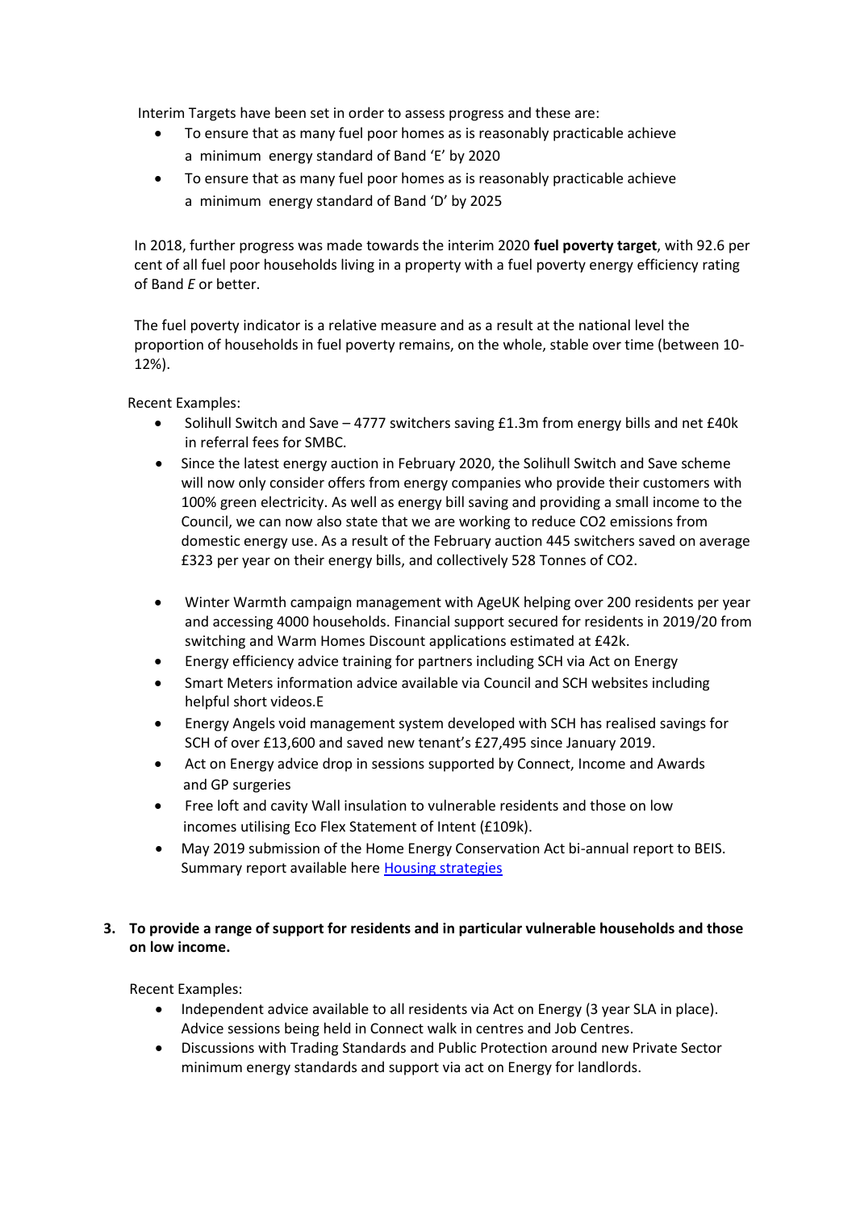Interim Targets have been set in order to assess progress and these are:

- To ensure that as many fuel poor homes as is reasonably practicable achieve a minimum energy standard of Band 'E' by 2020
- To ensure that as many fuel poor homes as is reasonably practicable achieve a minimum energy standard of Band 'D' by 2025

In 2018, further progress was made towards the interim 2020 **fuel poverty target**, with 92.6 per cent of all fuel poor households living in a property with a fuel poverty energy efficiency rating of Band *E* or better.

The fuel poverty indicator is a relative measure and as a result at the national level the proportion of households in fuel poverty remains, on the whole, stable over time (between 10-12%).

Recent Examples:

- Solihull Switch and Save – 4777 switchers saving £1.3m from energy bills and net £40k in referral fees for SMBC.
- Since the latest energy auction in February 2020, the Solihull Switch and Save scheme will now only consider offers from energy companies who provide their customers with 100% green electricity. As well as energy bill saving and providing a small income to the Council, we can now also state that we are working to reduce CO2 emissions from domestic energy use. As a result of the February auction 445 switchers saved on average £323 per year on their energy bills, and collectively 528 Tonnes of CO2.
- Winter Warmth campaign management with AgeUK helping over 200 residents per year and accessing 4000 households. Financial support secured for residents in 2019/20 from switching and Warm Homes Discount applications estimated at £42k.
- Energy efficiency advice training for partners including SCH via Act on Energy
- Smart Meters information advice available via Council and SCH websites including helpful short videos.E
- Energy Angels void management system developed with SCH has realised savings for SCH of over £13,600 and saved new tenant's £27,495 since January 2019.
- Act on Energy advice drop in sessions supported by Connect, Income and Awards and GP surgeries
- Free loft and cavity Wall insulation to vulnerable residents and those on low incomes utilising Eco Flex Statement of Intent (£109k).
- May 2019 submission of the Home Energy Conservation Act bi-annual report to BEIS. Summary report available here [Housing strategies]

**3. To provide a range of support for residents and in particular vulnerable households and those on low income.**

Recent Examples:

- Independent advice available to all residents via Act on Energy (3 year SLA in place). Advice sessions being held in Connect walk in centres and Job Centres.
- Discussions with Trading Standards and Public Protection around new Private Sector minimum energy standards and support via act on Energy for landlords.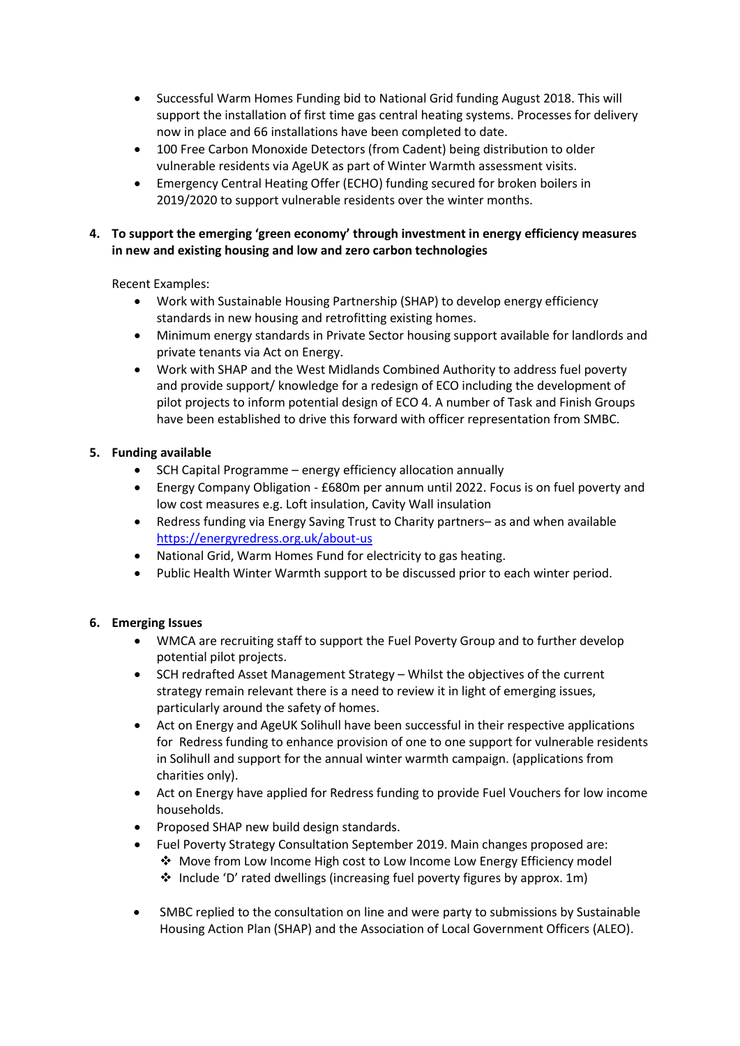- Successful Warm Homes Funding bid to National Grid funding August 2018. This will support the installation of first time gas central heating systems. Processes for delivery now in place and 66 installations have been completed to date.
- 100 Free Carbon Monoxide Detectors (from Cadent) being distribution to older vulnerable residents via AgeUK as part of Winter Warmth assessment visits.
- Emergency Central Heating Offer (ECHO) funding secured for broken boilers in 2019/2020 to support vulnerable residents over the winter months.

**4. To support the emerging 'green economy' through investment in energy efficiency measures in new and existing housing and low and zero carbon technologies**

Recent Examples:

- Work with Sustainable Housing Partnership (SHAP) to develop energy efficiency standards in new housing and retrofitting existing homes.
- Minimum energy standards in Private Sector housing support available for landlords and private tenants via Act on Energy.
- Work with SHAP and the West Midlands Combined Authority to address fuel poverty and provide support/ knowledge for a redesign of ECO including the development of pilot projects to inform potential design of ECO 4. A number of Task and Finish Groups have been established to drive this forward with officer representation from SMBC.

**5. Funding available**

- SCH Capital Programme – energy efficiency allocation annually
- Energy Company Obligation - £680m per annum until 2022. Focus is on fuel poverty and low cost measures e.g. Loft insulation, Cavity Wall insulation
- Redress funding via Energy Saving Trust to Charity partners– as and when available https://energyredress.org.uk/about-us
- National Grid, Warm Homes Fund for electricity to gas heating.
- Public Health Winter Warmth support to be discussed prior to each winter period.

**6. Emerging Issues**

- WMCA are recruiting staff to support the Fuel Poverty Group and to further develop potential pilot projects.
- SCH redrafted Asset Management Strategy – Whilst the objectives of the current strategy remain relevant there is a need to review it in light of emerging issues, particularly around the safety of homes.
- Act on Energy and AgeUK Solihull have been successful in their respective applications for Redress funding to enhance provision of one to one support for vulnerable residents in Solihull and support for the annual winter warmth campaign. (applications from charities only).
- Act on Energy have applied for Redress funding to provide Fuel Vouchers for low income households.
- Proposed SHAP new build design standards.
- Fuel Poverty Strategy Consultation September 2019. Main changes proposed are:
  - Move from Low Income High cost to Low Income Low Energy Efficiency model
  - Include 'D' rated dwellings (increasing fuel poverty figures by approx. 1m)
- SMBC replied to the consultation on line and were party to submissions by Sustainable Housing Action Plan (SHAP) and the Association of Local Government Officers (ALEO).